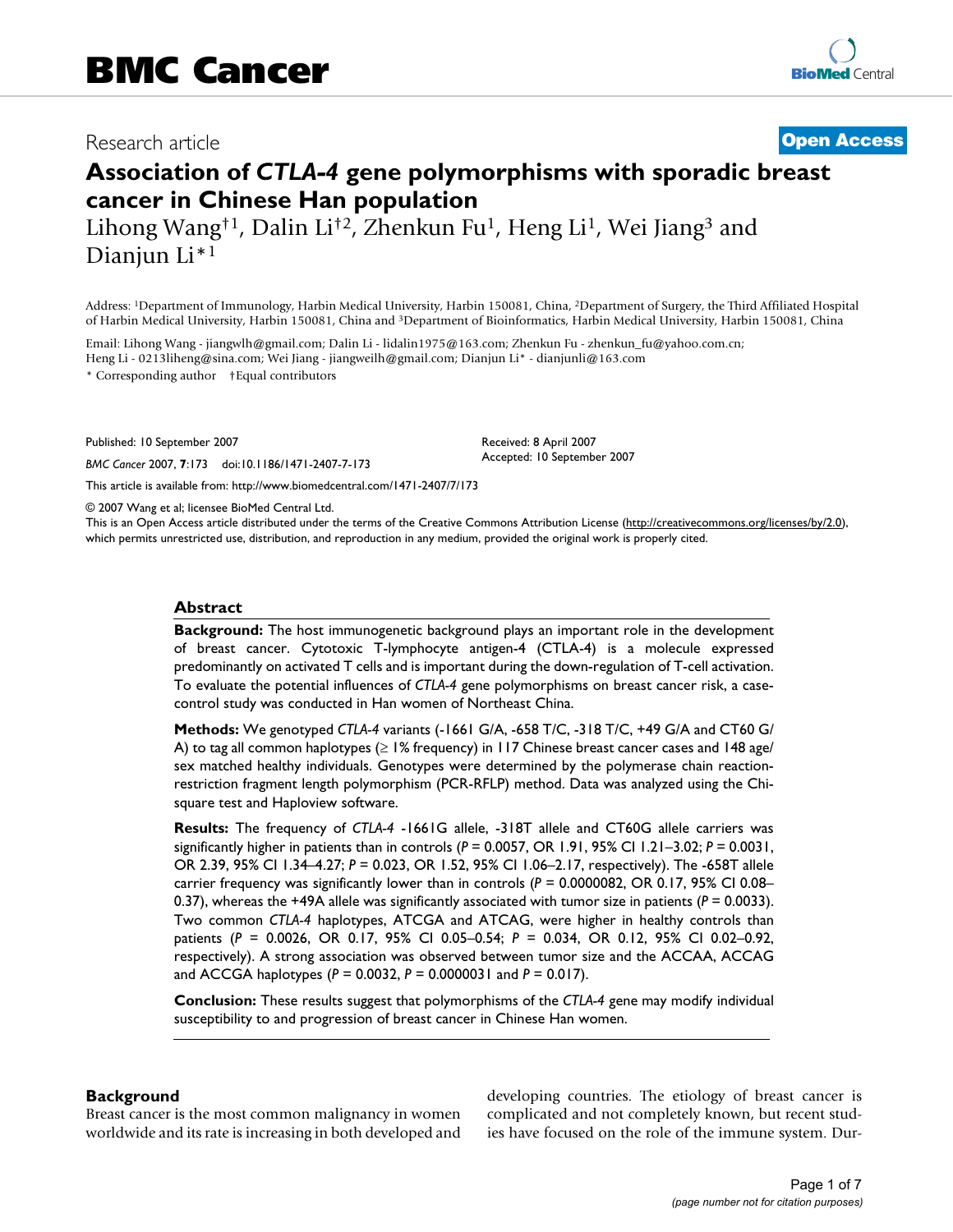BMC Cancer

Research article

**Open Access**

# Association of *CTLA-4* gene polymorphisms with sporadic breast cancer in Chinese Han population

Lihong Wang†[1], Dalin Li†[2], Zhenkun Fu[1], Heng Li[1], Wei Jiang[3] and Dianjun Li*[1]

Address: [1]Department of Immunology, Harbin Medical University, Harbin 150081, China, [2]Department of Surgery, the Third Affiliated Hospital of Harbin Medical University, Harbin 150081, China and [3]Department of Bioinformatics, Harbin Medical University, Harbin 150081, China

Email: Lihong Wang - jiangwlh@gmail.com; Dalin Li - lidalin1975@163.com; Zhenkun Fu - zhenkun_fu@yahoo.com.cn; Heng Li - 0213liheng@sina.com; Wei Jiang - jiangweilh@gmail.com; Dianjun Li* - dianjunli@163.com

\* Corresponding author †Equal contributors

Published: 10 September 2007

*BMC Cancer* 2007, **7**:173 doi:10.1186/1471-2407-7-173

Received: 8 April 2007
Accepted: 10 September 2007

This article is available from: http://www.biomedcentral.com/1471-2407/7/173

© 2007 Wang et al; licensee BioMed Central Ltd.
This is an Open Access article distributed under the terms of the Creative Commons Attribution License (http://creativecommons.org/licenses/by/2.0), which permits unrestricted use, distribution, and reproduction in any medium, provided the original work is properly cited.

## Abstract

**Background:** The host immunogenetic background plays an important role in the development of breast cancer. Cytotoxic T-lymphocyte antigen-4 (CTLA-4) is a molecule expressed predominantly on activated T cells and is important during the down-regulation of T-cell activation. To evaluate the potential influences of *CTLA-4* gene polymorphisms on breast cancer risk, a case-control study was conducted in Han women of Northeast China.

**Methods:** We genotyped *CTLA-4* variants (-1661 G/A, -658 T/C, -318 T/C, +49 G/A and CT60 G/A) to tag all common haplotypes (≥ 1% frequency) in 117 Chinese breast cancer cases and 148 age/sex matched healthy individuals. Genotypes were determined by the polymerase chain reaction-restriction fragment length polymorphism (PCR-RFLP) method. Data was analyzed using the Chi-square test and Haploview software.

**Results:** The frequency of *CTLA-4* -1661G allele, -318T allele and CT60G allele carriers was significantly higher in patients than in controls (*P* = 0.0057, OR 1.91, 95% CI 1.21–3.02; *P* = 0.0031, OR 2.39, 95% CI 1.34–4.27; *P* = 0.023, OR 1.52, 95% CI 1.06–2.17, respectively). The -658T allele carrier frequency was significantly lower than in controls (*P* = 0.0000082, OR 0.17, 95% CI 0.08–0.37), whereas the +49A allele was significantly associated with tumor size in patients (*P* = 0.0033). Two common *CTLA-4* haplotypes, ATCGA and ATCAG, were higher in healthy controls than patients (*P* = 0.0026, OR 0.17, 95% CI 0.05–0.54; *P* = 0.034, OR 0.12, 95% CI 0.02–0.92, respectively). A strong association was observed between tumor size and the ACCAA, ACCAG and ACCGA haplotypes (*P* = 0.0032, *P* = 0.0000031 and *P* = 0.017).

**Conclusion:** These results suggest that polymorphisms of the *CTLA-4* gene may modify individual susceptibility to and progression of breast cancer in Chinese Han women.

## Background

Breast cancer is the most common malignancy in women worldwide and its rate is increasing in both developed and developing countries. The etiology of breast cancer is complicated and not completely known, but recent studies have focused on the role of the immune system. Dur-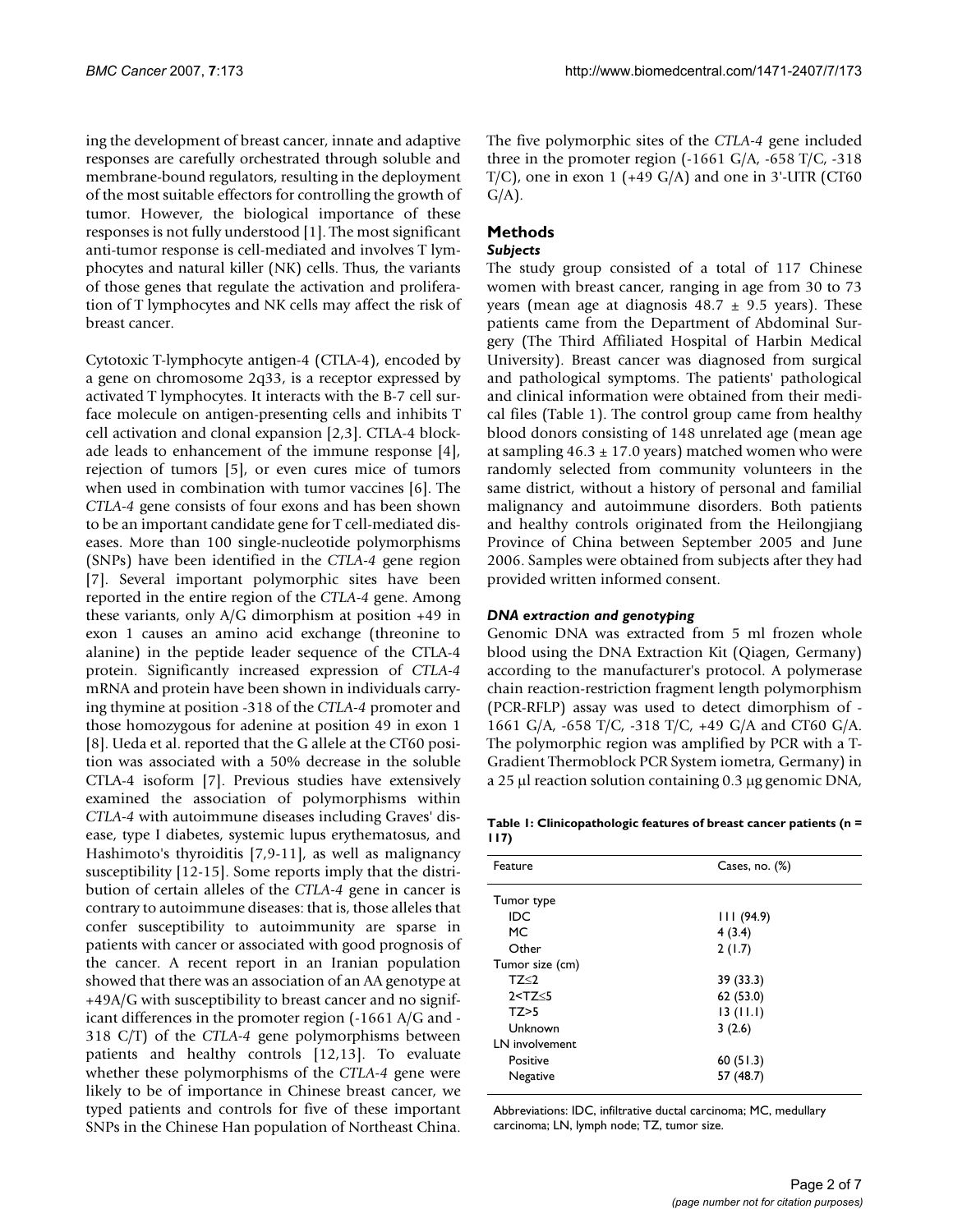ing the development of breast cancer, innate and adaptive responses are carefully orchestrated through soluble and membrane-bound regulators, resulting in the deployment of the most suitable effectors for controlling the growth of tumor. However, the biological importance of these responses is not fully understood [1]. The most significant anti-tumor response is cell-mediated and involves T lymphocytes and natural killer (NK) cells. Thus, the variants of those genes that regulate the activation and proliferation of T lymphocytes and NK cells may affect the risk of breast cancer.

Cytotoxic T-lymphocyte antigen-4 (CTLA-4), encoded by a gene on chromosome 2q33, is a receptor expressed by activated T lymphocytes. It interacts with the B-7 cell surface molecule on antigen-presenting cells and inhibits T cell activation and clonal expansion [2,3]. CTLA-4 blockade leads to enhancement of the immune response [4], rejection of tumors [5], or even cures mice of tumors when used in combination with tumor vaccines [6]. The *CTLA-4* gene consists of four exons and has been shown to be an important candidate gene for T cell-mediated diseases. More than 100 single-nucleotide polymorphisms (SNPs) have been identified in the *CTLA-4* gene region [7]. Several important polymorphic sites have been reported in the entire region of the *CTLA-4* gene. Among these variants, only A/G dimorphism at position +49 in exon 1 causes an amino acid exchange (threonine to alanine) in the peptide leader sequence of the CTLA-4 protein. Significantly increased expression of *CTLA-4* mRNA and protein have been shown in individuals carrying thymine at position -318 of the *CTLA-4* promoter and those homozygous for adenine at position 49 in exon 1 [8]. Ueda et al. reported that the G allele at the CT60 position was associated with a 50% decrease in the soluble CTLA-4 isoform [7]. Previous studies have extensively examined the association of polymorphisms within *CTLA-4* with autoimmune diseases including Graves' disease, type I diabetes, systemic lupus erythematosus, and Hashimoto's thyroiditis [7,9-11], as well as malignancy susceptibility [12-15]. Some reports imply that the distribution of certain alleles of the *CTLA-4* gene in cancer is contrary to autoimmune diseases: that is, those alleles that confer susceptibility to autoimmunity are sparse in patients with cancer or associated with good prognosis of the cancer. A recent report in an Iranian population showed that there was an association of an AA genotype at +49A/G with susceptibility to breast cancer and no significant differences in the promoter region (-1661 A/G and -318 C/T) of the *CTLA-4* gene polymorphisms between patients and healthy controls [12,13]. To evaluate whether these polymorphisms of the *CTLA-4* gene were likely to be of importance in Chinese breast cancer, we typed patients and controls for five of these important SNPs in the Chinese Han population of Northeast China. The five polymorphic sites of the *CTLA-4* gene included three in the promoter region (-1661 G/A, -658 T/C, -318 T/C), one in exon 1 (+49 G/A) and one in 3'-UTR (CT60 G/A).

## Methods

### *Subjects*

The study group consisted of a total of 117 Chinese women with breast cancer, ranging in age from 30 to 73 years (mean age at diagnosis 48.7 ± 9.5 years). These patients came from the Department of Abdominal Surgery (The Third Affiliated Hospital of Harbin Medical University). Breast cancer was diagnosed from surgical and pathological symptoms. The patients' pathological and clinical information were obtained from their medical files (Table 1). The control group came from healthy blood donors consisting of 148 unrelated age (mean age at sampling 46.3 ± 17.0 years) matched women who were randomly selected from community volunteers in the same district, without a history of personal and familial malignancy and autoimmune disorders. Both patients and healthy controls originated from the Heilongjiang Province of China between September 2005 and June 2006. Samples were obtained from subjects after they had provided written informed consent.

### *DNA extraction and genotyping*

Genomic DNA was extracted from 5 ml frozen whole blood using the DNA Extraction Kit (Qiagen, Germany) according to the manufacturer's protocol. A polymerase chain reaction-restriction fragment length polymorphism (PCR-RFLP) assay was used to detect dimorphism of -1661 G/A, -658 T/C, -318 T/C, +49 G/A and CT60 G/A. The polymorphic region was amplified by PCR with a T-Gradient Thermoblock PCR System iometra, Germany) in a 25 μl reaction solution containing 0.3 μg genomic DNA,

**Table 1: Clinicopathologic features of breast cancer patients (n = 117)**

| Feature | Cases, no. (%) |
|---|---|
| Tumor type | |
| IDC | 111 (94.9) |
| MC | 4 (3.4) |
| Other | 2 (1.7) |
| Tumor size (cm) | |
| TZ≤2 | 39 (33.3) |
| 2<TZ≤5 | 62 (53.0) |
| TZ>5 | 13 (11.1) |
| Unknown | 3 (2.6) |
| LN involvement | |
| Positive | 60 (51.3) |
| Negative | 57 (48.7) |

Abbreviations: IDC, infiltrative ductal carcinoma; MC, medullary carcinoma; LN, lymph node; TZ, tumor size.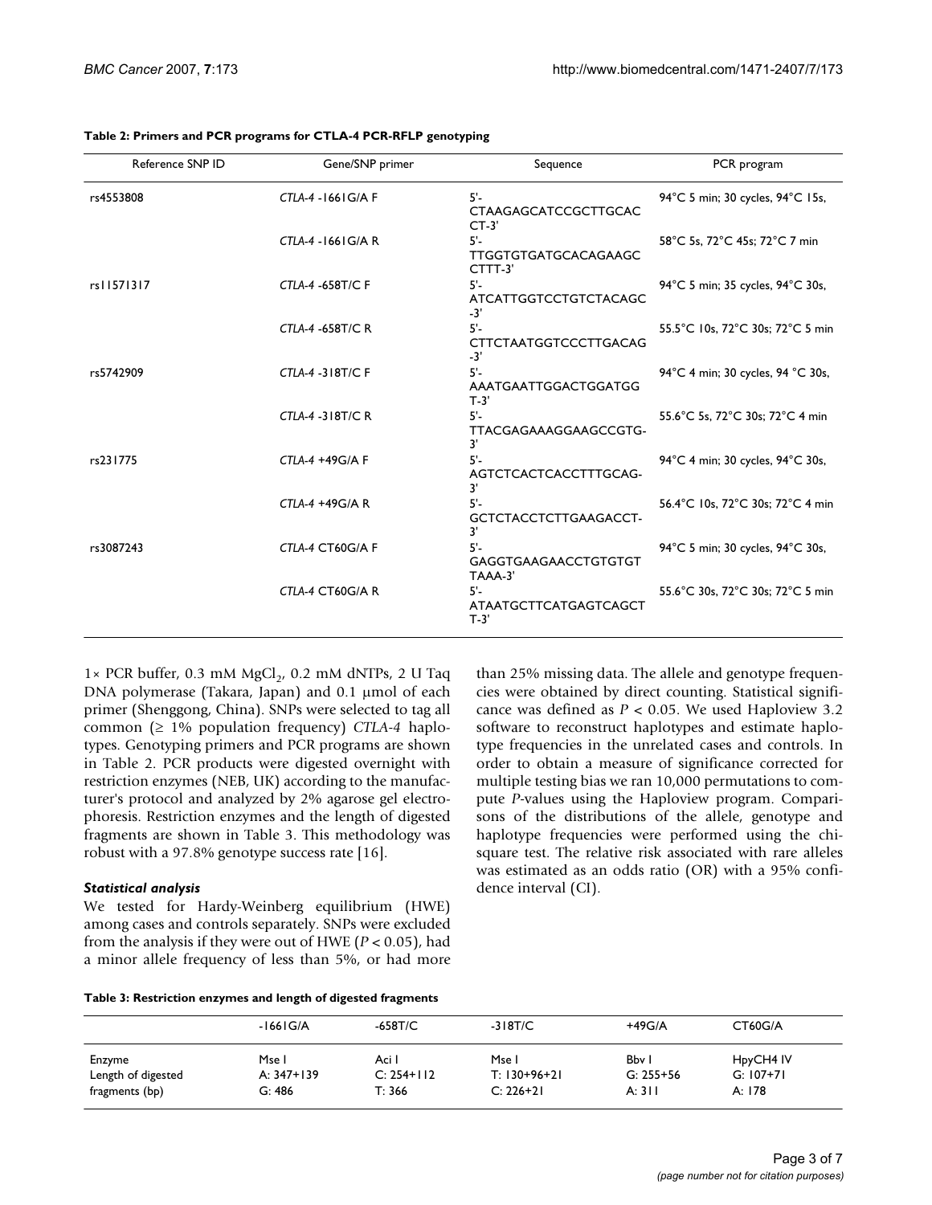**Table 2: Primers and PCR programs for CTLA-4 PCR-RFLP genotyping**

| Reference SNP ID | Gene/SNP primer | Sequence | PCR program |
|---|---|---|---|
| rs4553808 | *CTLA-4* -1661G/A F | 5'-CTAAGAGCATCCGCTTGCACCT-3' | 94°C 5 min; 30 cycles, 94°C 15s, |
| | *CTLA-4* -1661G/A R | 5'-TTGGTGTGATGCACAGAAGCCTTT-3' | 58°C 5s, 72°C 45s; 72°C 7 min |
| rs11571317 | *CTLA-4* -658T/C F | 5'-ATCATTGGTCCTGTCTACAGC-3' | 94°C 5 min; 35 cycles, 94°C 30s, |
| | *CTLA-4* -658T/C R | 5'-CTTCTAATGGTCCCTTGACAG-3' | 55.5°C 10s, 72°C 30s; 72°C 5 min |
| rs5742909 | *CTLA-4* -318T/C F | 5'-AAATGAATTGGACTGGATGGT-3' | 94°C 4 min; 30 cycles, 94 °C 30s, |
| | *CTLA-4* -318T/C R | 5'-TTACGAGAAAGGAAGCCGTG-3' | 55.6°C 5s, 72°C 30s; 72°C 4 min |
| rs231775 | *CTLA-4* +49G/A F | 5'-AGTCTCACTCACCTTTGCAG-3' | 94°C 4 min; 30 cycles, 94°C 30s, |
| | *CTLA-4* +49G/A R | 5'-GCTCTACCTCTTGAAGACCT-3' | 56.4°C 10s, 72°C 30s; 72°C 4 min |
| rs3087243 | *CTLA-4* CT60G/A F | 5'-GAGGTGAAGAACCTGTGTGTTAAA-3' | 94°C 5 min; 30 cycles, 94°C 30s, |
| | *CTLA-4* CT60G/A R | 5'-ATAATGCTTCATGAGTCAGCTT-3' | 55.6°C 30s, 72°C 30s; 72°C 5 min |

1× PCR buffer, 0.3 mM $MgCl_2$, 0.2 mM dNTPs, 2 U Taq DNA polymerase (Takara, Japan) and 0.1 μmol of each primer (Shenggong, China). SNPs were selected to tag all common (≥ 1% population frequency) *CTLA-4* haplotypes. Genotyping primers and PCR programs are shown in Table 2. PCR products were digested overnight with restriction enzymes (NEB, UK) according to the manufacturer's protocol and analyzed by 2% agarose gel electrophoresis. Restriction enzymes and the length of digested fragments are shown in Table 3. This methodology was robust with a 97.8% genotype success rate [16].

### *Statistical analysis*

We tested for Hardy-Weinberg equilibrium (HWE) among cases and controls separately. SNPs were excluded from the analysis if they were out of HWE ($P < 0.05$), had a minor allele frequency of less than 5%, or had more than 25% missing data. The allele and genotype frequencies were obtained by direct counting. Statistical significance was defined as $P < 0.05$. We used Haploview 3.2 software to reconstruct haplotypes and estimate haplotype frequencies in the unrelated cases and controls. In order to obtain a measure of significance corrected for multiple testing bias we ran 10,000 permutations to compute *P*-values using the Haploview program. Comparisons of the distributions of the allele, genotype and haplotype frequencies were performed using the chi-square test. The relative risk associated with rare alleles was estimated as an odds ratio (OR) with a 95% confidence interval (CI).

**Table 3: Restriction enzymes and length of digested fragments**

| | -1661G/A | -658T/C | -318T/C | +49G/A | CT60G/A |
|---|---|---|---|---|---|
| Enzyme | Mse I | Aci I | Mse I | Bbv I | HpyCH4 IV |
| Length of digested fragments (bp) | A: 347+139<br>G: 486 | C: 254+112<br>T: 366 | T: 130+96+21<br>C: 226+21 | G: 255+56<br>A: 311 | G: 107+71<br>A: 178 |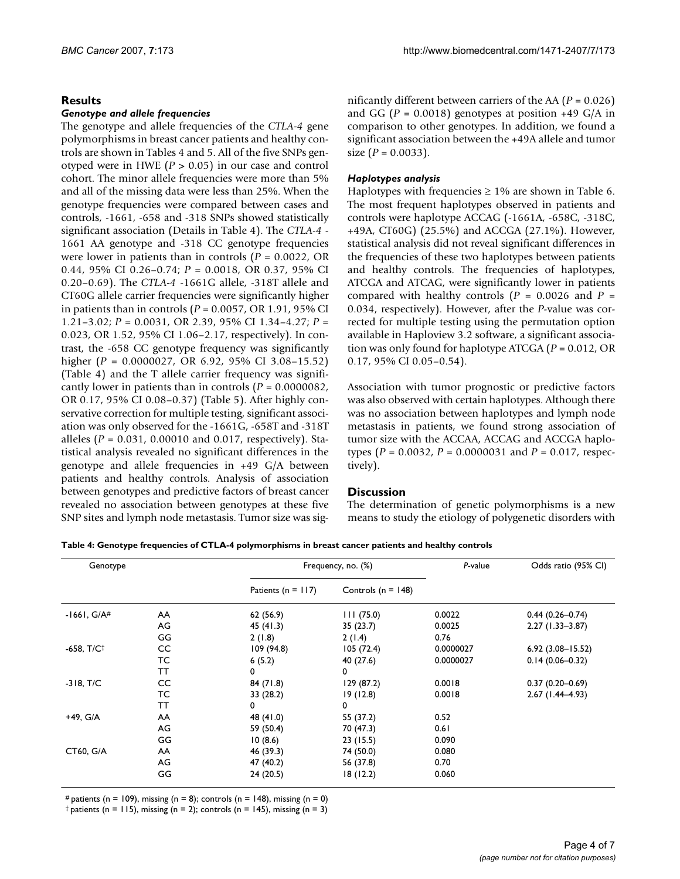## Results

### Genotype and allele frequencies

The genotype and allele frequencies of the *CTLA-4* gene polymorphisms in breast cancer patients and healthy controls are shown in Tables 4 and 5. All of the five SNPs genotyped were in HWE ($P > 0.05$) in our case and control cohort. The minor allele frequencies were more than 5% and all of the missing data were less than 25%. When the genotype frequencies were compared between cases and controls, -1661, -658 and -318 SNPs showed statistically significant association (Details in Table 4). The *CTLA-4* -1661 AA genotype and -318 CC genotype frequencies were lower in patients than in controls ($P = 0.0022$, OR 0.44, 95% CI 0.26–0.74; $P = 0.0018$, OR 0.37, 95% CI 0.20–0.69). The *CTLA-4* -1661G allele, -318T allele and CT60G allele carrier frequencies were significantly higher in patients than in controls ($P = 0.0057$, OR 1.91, 95% CI 1.21–3.02; $P = 0.0031$, OR 2.39, 95% CI 1.34–4.27; $P = 0.023$, OR 1.52, 95% CI 1.06–2.17, respectively). In contrast, the -658 CC genotype frequency was significantly higher ($P = 0.0000027$, OR 6.92, 95% CI 3.08–15.52) (Table 4) and the T allele carrier frequency was significantly lower in patients than in controls ($P = 0.0000082$, OR 0.17, 95% CI 0.08–0.37) (Table 5). After highly conservative correction for multiple testing, significant association was only observed for the -1661G, -658T and -318T alleles ($P = 0.031$, 0.00010 and 0.017, respectively). Statistical analysis revealed no significant differences in the genotype and allele frequencies in +49 G/A between patients and healthy controls. Analysis of association between genotypes and predictive factors of breast cancer revealed no association between genotypes at these five SNP sites and lymph node metastasis. Tumor size was significantly different between carriers of the AA ($P = 0.026$) and GG ($P = 0.0018$) genotypes at position +49 G/A in comparison to other genotypes. In addition, we found a significant association between the +49A allele and tumor size ($P = 0.0033$).

### Haplotypes analysis

Haplotypes with frequencies ≥ 1% are shown in Table 6. The most frequent haplotypes observed in patients and controls were haplotype ACCAG (-1661A, -658C, -318C, +49A, CT60G) (25.5%) and ACCGA (27.1%). However, statistical analysis did not reveal significant differences in the frequencies of these two haplotypes between patients and healthy controls. The frequencies of haplotypes, ATCGA and ATCAG, were significantly lower in patients compared with healthy controls ($P = 0.0026$ and $P = 0.034$, respectively). However, after the *P*-value was corrected for multiple testing using the permutation option available in Haploview 3.2 software, a significant association was only found for haplotype ATCGA ($P = 0.012$, OR 0.17, 95% CI 0.05–0.54).

Association with tumor prognostic or predictive factors was also observed with certain haplotypes. Although there was no association between haplotypes and lymph node metastasis in patients, we found strong association of tumor size with the ACCAA, ACCAG and ACCGA haplotypes ($P = 0.0032$, $P = 0.0000031$ and $P = 0.017$, respectively).

## Discussion

The determination of genetic polymorphisms is a new means to study the etiology of polygenetic disorders with

**Table 4: Genotype frequencies of CTLA-4 polymorphisms in breast cancer patients and healthy controls**

| Genotype | | Frequency, no. (%) | | *P*-value | Odds ratio (95% CI) |
|---|---|---|---|---|---|
| | | Patients (n = 117) | Controls (n = 148) | | |
| -1661, G/A# | AA | 62 (56.9) | 111 (75.0) | 0.0022 | 0.44 (0.26–0.74) |
| | AG | 45 (41.3) | 35 (23.7) | 0.0025 | 2.27 (1.33–3.87) |
| | GG | 2 (1.8) | 2 (1.4) | 0.76 | |
| -658, T/C† | CC | 109 (94.8) | 105 (72.4) | 0.0000027 | 6.92 (3.08–15.52) |
| | TC | 6 (5.2) | 40 (27.6) | 0.0000027 | 0.14 (0.06–0.32) |
| | TT | 0 | 0 | | |
| -318, T/C | CC | 84 (71.8) | 129 (87.2) | 0.0018 | 0.37 (0.20–0.69) |
| | TC | 33 (28.2) | 19 (12.8) | 0.0018 | 2.67 (1.44–4.93) |
| | TT | 0 | 0 | | |
| +49, G/A | AA | 48 (41.0) | 55 (37.2) | 0.52 | |
| | AG | 59 (50.4) | 70 (47.3) | 0.61 | |
| | GG | 10 (8.6) | 23 (15.5) | 0.090 | |
| CT60, G/A | AA | 46 (39.3) | 74 (50.0) | 0.080 | |
| | AG | 47 (40.2) | 56 (37.8) | 0.70 | |
| | GG | 24 (20.5) | 18 (12.2) | 0.060 | |

# patients (n = 109), missing (n = 8); controls (n = 148), missing (n = 0)

† patients (n = 115), missing (n = 2); controls (n = 145), missing (n = 3)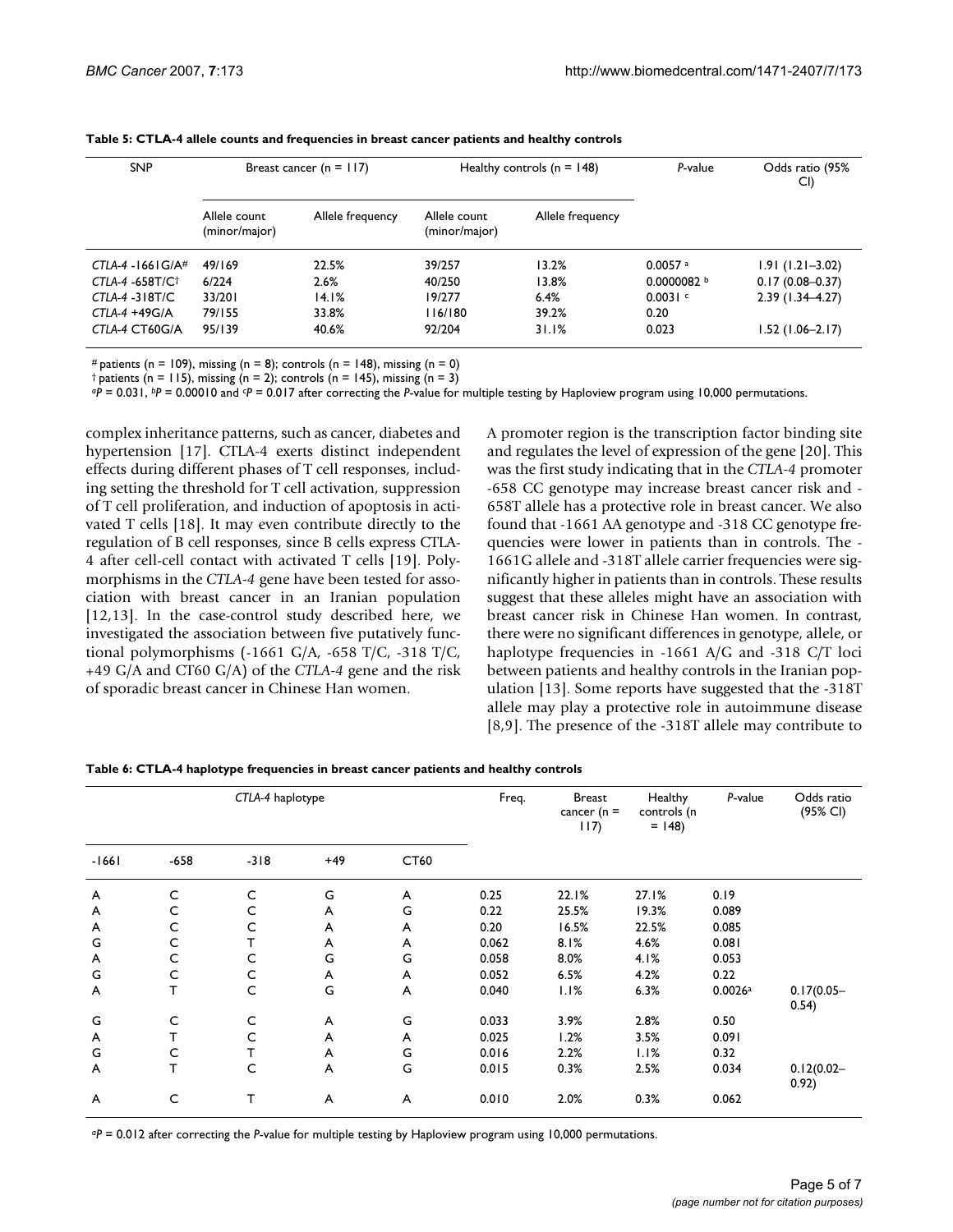**Table 5: CTLA-4 allele counts and frequencies in breast cancer patients and healthy controls**

| SNP | Breast cancer (n = 117) | | Healthy controls (n = 148) | | *P*-value | Odds ratio (95% CI) |
|---|---|---|---|---|---|---|
| | Allele count (minor/major) | Allele frequency | Allele count (minor/major) | Allele frequency | | |
| *CTLA-4* -1661G/A# | 49/169 | 22.5% | 39/257 | 13.2% | 0.0057 [a] | 1.91 (1.21–3.02) |
| *CTLA-4* -658T/C† | 6/224 | 2.6% | 40/250 | 13.8% | 0.0000082 [b] | 0.17 (0.08–0.37) |
| *CTLA-4* -318T/C | 33/201 | 14.1% | 19/277 | 6.4% | 0.0031 [c] | 2.39 (1.34–4.27) |
| *CTLA-4* +49G/A | 79/155 | 33.8% | 116/180 | 39.2% | 0.20 | |
| *CTLA-4* CT60G/A | 95/139 | 40.6% | 92/204 | 31.1% | 0.023 | 1.52 (1.06–2.17) |

# patients (n = 109), missing (n = 8); controls (n = 148), missing (n = 0)

† patients (n = 115), missing (n = 2); controls (n = 145), missing (n = 3)

[a]*P* = 0.031, [b]*P* = 0.00010 and [c]*P* = 0.017 after correcting the *P*-value for multiple testing by Haploview program using 10,000 permutations.

complex inheritance patterns, such as cancer, diabetes and hypertension [17]. CTLA-4 exerts distinct independent effects during different phases of T cell responses, including setting the threshold for T cell activation, suppression of T cell proliferation, and induction of apoptosis in activated T cells [18]. It may even contribute directly to the regulation of B cell responses, since B cells express CTLA-4 after cell-cell contact with activated T cells [19]. Polymorphisms in the *CTLA-4* gene have been tested for association with breast cancer in an Iranian population [12,13]. In the case-control study described here, we investigated the association between five putatively functional polymorphisms (-1661 G/A, -658 T/C, -318 T/C, +49 G/A and CT60 G/A) of the *CTLA-4* gene and the risk of sporadic breast cancer in Chinese Han women.

A promoter region is the transcription factor binding site and regulates the level of expression of the gene [20]. This was the first study indicating that in the *CTLA-4* promoter -658 CC genotype may increase breast cancer risk and -658T allele has a protective role in breast cancer. We also found that -1661 AA genotype and -318 CC genotype frequencies were lower in patients than in controls. The -1661G allele and -318T allele carrier frequencies were significantly higher in patients than in controls. These results suggest that these alleles might have an association with breast cancer risk in Chinese Han women. In contrast, there were no significant differences in genotype, allele, or haplotype frequencies in -1661 A/G and -318 C/T loci between patients and healthy controls in the Iranian population [13]. Some reports have suggested that the -318T allele may play a protective role in autoimmune disease [8,9]. The presence of the -318T allele may contribute to

**Table 6: CTLA-4 haplotype frequencies in breast cancer patients and healthy controls**

| *CTLA-4* haplotype | | | | | Freq. | Breast cancer (n = 117) | Healthy controls (n = 148) | *P*-value | Odds ratio (95% CI) |
|---|---|---|---|---|---|---|---|---|---|
| -1661 | -658 | -318 | +49 | CT60 | | | | | |
| A | C | C | G | A | 0.25 | 22.1% | 27.1% | 0.19 | |
| A | C | C | A | G | 0.22 | 25.5% | 19.3% | 0.089 | |
| A | C | C | A | A | 0.20 | 16.5% | 22.5% | 0.085 | |
| G | C | T | A | A | 0.062 | 8.1% | 4.6% | 0.081 | |
| A | C | C | G | G | 0.058 | 8.0% | 4.1% | 0.053 | |
| G | C | C | A | A | 0.052 | 6.5% | 4.2% | 0.22 | |
| A | T | C | G | A | 0.040 | 1.1% | 6.3% | 0.0026[a] | 0.17(0.05–0.54) |
| G | C | C | A | G | 0.033 | 3.9% | 2.8% | 0.50 | |
| A | T | C | A | A | 0.025 | 1.2% | 3.5% | 0.091 | |
| G | C | T | A | G | 0.016 | 2.2% | 1.1% | 0.32 | |
| A | T | C | A | G | 0.015 | 0.3% | 2.5% | 0.034 | 0.12(0.02–0.92) |
| A | C | T | A | A | 0.010 | 2.0% | 0.3% | 0.062 | |

[a]*P* = 0.012 after correcting the *P*-value for multiple testing by Haploview program using 10,000 permutations.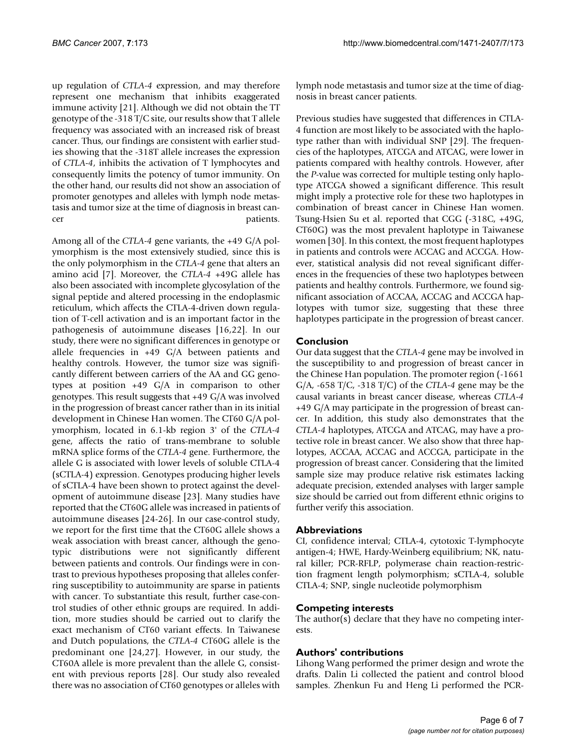up regulation of *CTLA-4* expression, and may therefore represent one mechanism that inhibits exaggerated immune activity [21]. Although we did not obtain the TT genotype of the -318 T/C site, our results show that T allele frequency was associated with an increased risk of breast cancer. Thus, our findings are consistent with earlier studies showing that the -318T allele increases the expression of *CTLA-4*, inhibits the activation of T lymphocytes and consequently limits the potency of tumor immunity. On the other hand, our results did not show an association of promoter genotypes and alleles with lymph node metastasis and tumor size at the time of diagnosis in breast cancer patients.

Among all of the *CTLA-4* gene variants, the +49 G/A polymorphism is the most extensively studied, since this is the only polymorphism in the *CTLA-4* gene that alters an amino acid [7]. Moreover, the *CTLA-4* +49G allele has also been associated with incomplete glycosylation of the signal peptide and altered processing in the endoplasmic reticulum, which affects the CTLA-4-driven down regulation of T-cell activation and is an important factor in the pathogenesis of autoimmune diseases [16,22]. In our study, there were no significant differences in genotype or allele frequencies in +49 G/A between patients and healthy controls. However, the tumor size was significantly different between carriers of the AA and GG genotypes at position +49 G/A in comparison to other genotypes. This result suggests that +49 G/A was involved in the progression of breast cancer rather than in its initial development in Chinese Han women. The CT60 G/A polymorphism, located in 6.1-kb region 3' of the *CTLA-4* gene, affects the ratio of trans-membrane to soluble mRNA splice forms of the *CTLA-4* gene. Furthermore, the allele G is associated with lower levels of soluble CTLA-4 (sCTLA-4) expression. Genotypes producing higher levels of sCTLA-4 have been shown to protect against the development of autoimmune disease [23]. Many studies have reported that the CT60G allele was increased in patients of autoimmune diseases [24-26]. In our case-control study, we report for the first time that the CT60G allele shows a weak association with breast cancer, although the genotypic distributions were not significantly different between patients and controls. Our findings were in contrast to previous hypotheses proposing that alleles conferring susceptibility to autoimmunity are sparse in patients with cancer. To substantiate this result, further case-control studies of other ethnic groups are required. In addition, more studies should be carried out to clarify the exact mechanism of CT60 variant effects. In Taiwanese and Dutch populations, the *CTLA-4* CT60G allele is the predominant one [24,27]. However, in our study, the CT60A allele is more prevalent than the allele G, consistent with previous reports [28]. Our study also revealed there was no association of CT60 genotypes or alleles with lymph node metastasis and tumor size at the time of diagnosis in breast cancer patients.

Previous studies have suggested that differences in CTLA-4 function are most likely to be associated with the haplotype rather than with individual SNP [29]. The frequencies of the haplotypes, ATCGA and ATCAG, were lower in patients compared with healthy controls. However, after the *P*-value was corrected for multiple testing only haplotype ATCGA showed a significant difference. This result might imply a protective role for these two haplotypes in combination of breast cancer in Chinese Han women. Tsung-Hsien Su et al. reported that CGG (-318C, +49G, CT60G) was the most prevalent haplotype in Taiwanese women [30]. In this context, the most frequent haplotypes in patients and controls were ACCAG and ACCGA. However, statistical analysis did not reveal significant differences in the frequencies of these two haplotypes between patients and healthy controls. Furthermore, we found significant association of ACCAA, ACCAG and ACCGA haplotypes with tumor size, suggesting that these three haplotypes participate in the progression of breast cancer.

## Conclusion

Our data suggest that the *CTLA-4* gene may be involved in the susceptibility to and progression of breast cancer in the Chinese Han population. The promoter region (-1661 G/A, -658 T/C, -318 T/C) of the *CTLA-4* gene may be the causal variants in breast cancer disease, whereas *CTLA-4* +49 G/A may participate in the progression of breast cancer. In addition, this study also demonstrates that the *CTLA-4* haplotypes, ATCGA and ATCAG, may have a protective role in breast cancer. We also show that three haplotypes, ACCAA, ACCAG and ACCGA, participate in the progression of breast cancer. Considering that the limited sample size may produce relative risk estimates lacking adequate precision, extended analyses with larger sample size should be carried out from different ethnic origins to further verify this association.

## Abbreviations

CI, confidence interval; CTLA-4, cytotoxic T-lymphocyte antigen-4; HWE, Hardy-Weinberg equilibrium; NK, natural killer; PCR-RFLP, polymerase chain reaction-restriction fragment length polymorphism; sCTLA-4, soluble CTLA-4; SNP, single nucleotide polymorphism

## Competing interests

The author(s) declare that they have no competing interests.

## Authors' contributions

Lihong Wang performed the primer design and wrote the drafts. Dalin Li collected the patient and control blood samples. Zhenkun Fu and Heng Li performed the PCR-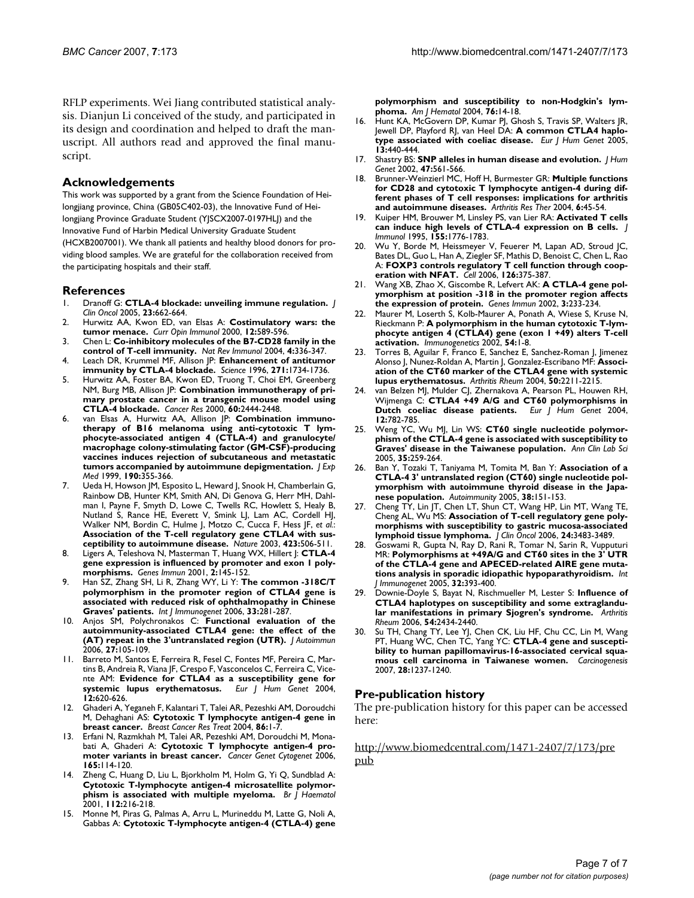RFLP experiments. Wei Jiang contributed statistical analysis. Dianjun Li conceived of the study, and participated in its design and coordination and helped to draft the manuscript. All authors read and approved the final manuscript.

## Acknowledgements

This work was supported by a grant from the Science Foundation of Heilongjiang province, China (GB05C402-03), the Innovative Fund of Heilongjiang Province Graduate Student (YJSCX2007-0197HLJ) and the Innovative Fund of Harbin Medical University Graduate Student (HCXB2007001). We thank all patients and healthy blood donors for providing blood samples. We are grateful for the collaboration received from the participating hospitals and their staff.

## References

1. Dranoff G: **CTLA-4 blockade: unveiling immune regulation.** *J Clin Oncol* 2005, **23:**662-664.
2. Hurwitz AA, Kwon ED, van Elsas A: **Costimulatory wars: the tumor menace.** *Curr Opin Immunol* 2000, **12:**589-596.
3. Chen L: **Co-inhibitory molecules of the B7-CD28 family in the control of T-cell immunity.** *Nat Rev Immunol* 2004, **4:**336-347.
4. Leach DR, Krummel MF, Allison JP: **Enhancement of antitumor immunity by CTLA-4 blockade.** *Science* 1996, **271:**1734-1736.
5. Hurwitz AA, Foster BA, Kwon ED, Truong T, Choi EM, Greenberg NM, Burg MB, Allison JP: **Combination immunotherapy of primary prostate cancer in a transgenic mouse model using CTLA-4 blockade.** *Cancer Res* 2000, **60:**2444-2448.
6. van Elsas A, Hurwitz AA, Allison JP: **Combination immunotherapy of B16 melanoma using anti-cytotoxic T lymphocyte-associated antigen 4 (CTLA-4) and granulocyte/macrophage colony-stimulating factor (GM-CSF)-producing vaccines induces rejection of subcutaneous and metastatic tumors accompanied by autoimmune depigmentation.** *J Exp Med* 1999, **190:**355-366.
7. Ueda H, Howson JM, Esposito L, Heward J, Snook H, Chamberlain G, Rainbow DB, Hunter KM, Smith AN, Di Genova G, Herr MH, Dahlman I, Payne F, Smyth D, Lowe C, Twells RC, Howlett S, Healy B, Nutland S, Rance HE, Everett V, Smink LJ, Lam AC, Cordell HJ, Walker NM, Bordin C, Hulme J, Motzo C, Cucca F, Hess JF, *et al.*: **Association of the T-cell regulatory gene CTLA4 with susceptibility to autoimmune disease.** *Nature* 2003, **423:**506-511.
8. Ligers A, Teleshova N, Masterman T, Huang WX, Hillert J: **CTLA-4 gene expression is influenced by promoter and exon 1 polymorphisms.** *Genes Immun* 2001, **2:**145-152.
9. Han SZ, Zhang SH, Li R, Zhang WY, Li Y: **The common -318C/T polymorphism in the promoter region of CTLA4 gene is associated with reduced risk of ophthalmopathy in Chinese Graves' patients.** *Int J Immunogenet* 2006, **33:**281-287.
10. Anjos SM, Polychronakos C: **Functional evaluation of the autoimmunity-associated CTLA4 gene: the effect of the (AT) repeat in the 3'untranslated region (UTR).** *J Autoimmun* 2006, **27:**105-109.
11. Barreto M, Santos E, Ferreira R, Fesel C, Fontes MF, Pereira C, Martins B, Andreia R, Viana JF, Crespo F, Vasconcelos C, Ferreira C, Vicente AM: **Evidence for CTLA4 as a susceptibility gene for systemic lupus erythematosus.** *Eur J Hum Genet* 2004, **12:**620-626.
12. Ghaderi A, Yeganeh F, Kalantari T, Talei AR, Pezeshki AM, Doroudchi M, Dehaghani AS: **Cytotoxic T lymphocyte antigen-4 gene in breast cancer.** *Breast Cancer Res Treat* 2004, **86:**1-7.
13. Erfani N, Razmkhah M, Talei AR, Pezeshki AM, Doroudchi M, Monabati A, Ghaderi A: **Cytotoxic T lymphocyte antigen-4 promoter variants in breast cancer.** *Cancer Genet Cytogenet* 2006, **165:**114-120.
14. Zheng C, Huang D, Liu L, Bjorkholm M, Holm G, Yi Q, Sundblad A: **Cytotoxic T-lymphocyte antigen-4 microsatellite polymorphism is associated with multiple myeloma.** *Br J Haematol* 2001, **112:**216-218.
15. Monne M, Piras G, Palmas A, Arru L, Murineddu M, Latte G, Noli A, Gabbas A: **Cytotoxic T-lymphocyte antigen-4 (CTLA-4) gene polymorphism and susceptibility to non-Hodgkin's lymphoma.** *Am J Hematol* 2004, **76:**14-18.
16. Hunt KA, McGovern DP, Kumar PJ, Ghosh S, Travis SP, Walters JR, Jewell DP, Playford RJ, van Heel DA: **A common CTLA4 haplotype associated with coeliac disease.** *Eur J Hum Genet* 2005, **13:**440-444.
17. Shastry BS: **SNP alleles in human disease and evolution.** *J Hum Genet* 2002, **47:**561-566.
18. Brunner-Weinzierl MC, Hoff H, Burmester GR: **Multiple functions for CD28 and cytotoxic T lymphocyte antigen-4 during different phases of T cell responses: implications for arthritis and autoimmune diseases.** *Arthritis Res Ther* 2004, **6:**45-54.
19. Kuiper HM, Brouwer M, Linsley PS, van Lier RA: **Activated T cells can induce high levels of CTLA-4 expression on B cells.** *J Immunol* 1995, **155:**1776-1783.
20. Wu Y, Borde M, Heissmeyer V, Feuerer M, Lapan AD, Stroud JC, Bates DL, Guo L, Han A, Ziegler SF, Mathis D, Benoist C, Chen L, Rao A: **FOXP3 controls regulatory T cell function through cooperation with NFAT.** *Cell* 2006, **126:**375-387.
21. Wang XB, Zhao X, Giscombe R, Lefvert AK: **A CTLA-4 gene polymorphism at position -318 in the promoter region affects the expression of protein.** *Genes Immun* 2002, **3:**233-234.
22. Maurer M, Loserth S, Kolb-Maurer A, Ponath A, Wiese S, Kruse N, Rieckmann P: **A polymorphism in the human cytotoxic T-lymphocyte antigen 4 (CTLA4) gene (exon 1 +49) alters T-cell activation.** *Immunogenetics* 2002, **54:**1-8.
23. Torres B, Aguilar F, Franco E, Sanchez E, Sanchez-Roman J, Jimenez Alonso J, Nunez-Roldan A, Martin J, Gonzalez-Escribano MF: **Association of the CT60 marker of the CTLA4 gene with systemic lupus erythematosus.** *Arthritis Rheum* 2004, **50:**2211-2215.
24. van Belzen MJ, Mulder CJ, Zhernakova A, Pearson PL, Houwen RH, Wijmenga C: **CTLA4 +49 A/G and CT60 polymorphisms in Dutch coeliac disease patients.** *Eur J Hum Genet* 2004, **12:**782-785.
25. Weng YC, Wu MJ, Lin WS: **CT60 single nucleotide polymorphism of the CTLA-4 gene is associated with susceptibility to Graves' disease in the Taiwanese population.** *Ann Clin Lab Sci* 2005, **35:**259-264.
26. Ban Y, Tozaki T, Taniyama M, Tomita M, Ban Y: **Association of a CTLA-4 3' untranslated region (CT60) single nucleotide polymorphism with autoimmune thyroid disease in the Japanese population.** *Autoimmunity* 2005, **38:**151-153.
27. Cheng TY, Lin JT, Chen LT, Shun CT, Wang HP, Lin MT, Wang TE, Cheng AL, Wu MS: **Association of T-cell regulatory gene polymorphisms with susceptibility to gastric mucosa-associated lymphoid tissue lymphoma.** *J Clin Oncol* 2006, **24:**3483-3489.
28. Goswami R, Gupta N, Ray D, Rani R, Tomar N, Sarin R, Vupputuri MR: **Polymorphisms at +49A/G and CT60 sites in the 3' UTR of the CTLA-4 gene and APECED-related AIRE gene mutations analysis in sporadic idiopathic hypoparathyroidism.** *Int J Immunogenet* 2005, **32:**393-400.
29. Downie-Doyle S, Bayat N, Rischmueller M, Lester S: **Influence of CTLA4 haplotypes on susceptibility and some extraglandular manifestations in primary Sjogren's syndrome.** *Arthritis Rheum* 2006, **54:**2434-2440.
30. Su TH, Chang TY, Lee YJ, Chen CK, Liu HF, Chu CC, Lin M, Wang PT, Huang WC, Chen TC, Yang YC: **CTLA-4 gene and susceptibility to human papillomavirus-16-associated cervical squamous cell carcinoma in Taiwanese women.** *Carcinogenesis* 2007, **28:**1237-1240.

## Pre-publication history

The pre-publication history for this paper can be accessed here:

http://www.biomedcentral.com/1471-2407/7/173/prepub